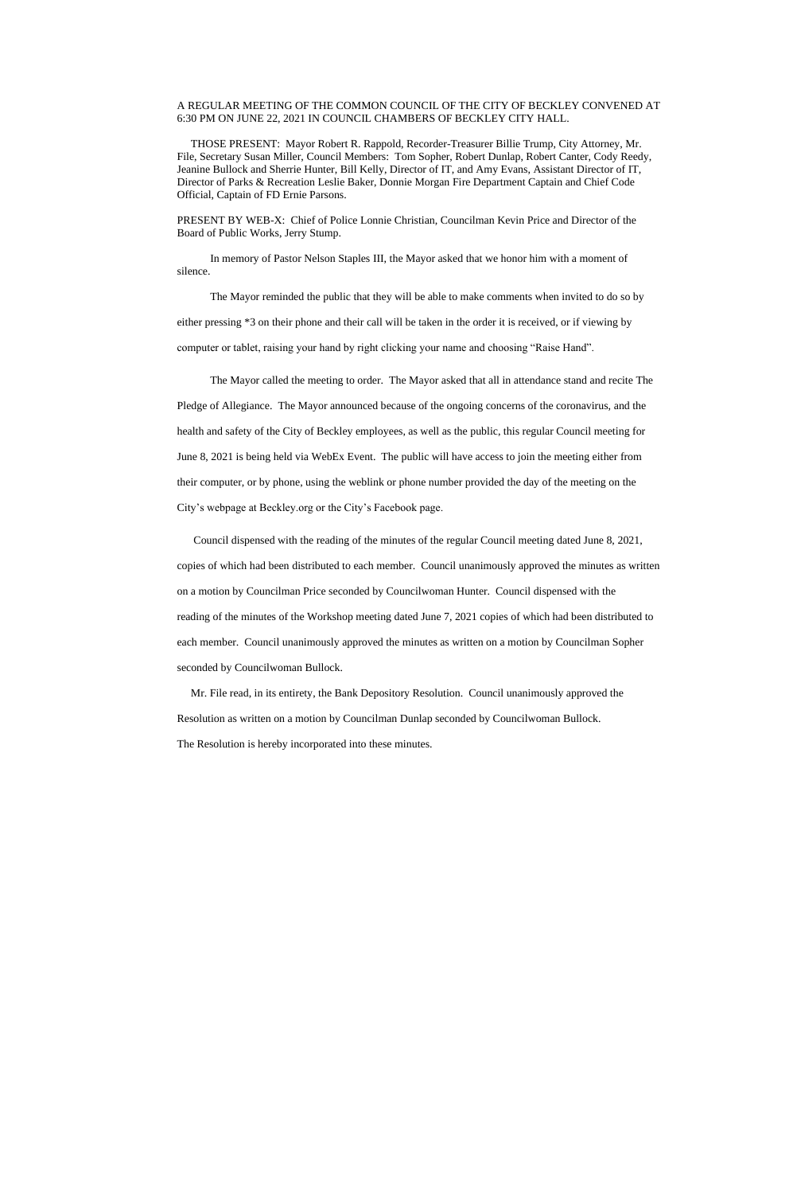A REGULAR MEETING OF THE COMMON COUNCIL OF THE CITY OF BECKLEY CONVENED AT 6:30 PM ON JUNE 22, 2021 IN COUNCIL CHAMBERS OF BECKLEY CITY HALL.

THOSE PRESENT: Mayor Robert R. Rappold, Recorder-Treasurer Billie Trump, City Attorney, Mr. File, Secretary Susan Miller, Council Members: Tom Sopher, Robert Dunlap, Robert Canter, Cody Reedy, Jeanine Bullock and Sherrie Hunter, Bill Kelly, Director of IT, and Amy Evans, Assistant Director of IT, Director of Parks & Recreation Leslie Baker, Donnie Morgan Fire Department Captain and Chief Code Official, Captain of FD Ernie Parsons.

PRESENT BY WEB-X: Chief of Police Lonnie Christian, Councilman Kevin Price and Director of the Board of Public Works, Jerry Stump.

In memory of Pastor Nelson Staples III, the Mayor asked that we honor him with a moment of silence.

The Mayor reminded the public that they will be able to make comments when invited to do so by either pressing *3 on their phone and their call will be taken in the order it is received, or if viewing by computer or tablet, raising your hand by right clicking your name and choosing "Raise Hand".

The Mayor called the meeting to order. The Mayor asked that all in attendance stand and recite The Pledge of Allegiance. The Mayor announced because of the ongoing concerns of the coronavirus, and the health and safety of the City of Beckley employees, as well as the public, this regular Council meeting for June 8, 2021 is being held via WebEx Event. The public will have access to join the meeting either from their computer, or by phone, using the weblink or phone number provided the day of the meeting on the City's webpage at Beckley.org or the City's Facebook page.

Council dispensed with the reading of the minutes of the regular Council meeting dated June 8, 2021, copies of which had been distributed to each member. Council unanimously approved the minutes as written on a motion by Councilman Price seconded by Councilwoman Hunter. Council dispensed with the reading of the minutes of the Workshop meeting dated June 7, 2021 copies of which had been distributed to each member. Council unanimously approved the minutes as written on a motion by Councilman Sopher seconded by Councilwoman Bullock.

Mr. File read, in its entirety, the Bank Depository Resolution. Council unanimously approved the Resolution as written on a motion by Councilman Dunlap seconded by Councilwoman Bullock. The Resolution is hereby incorporated into these minutes.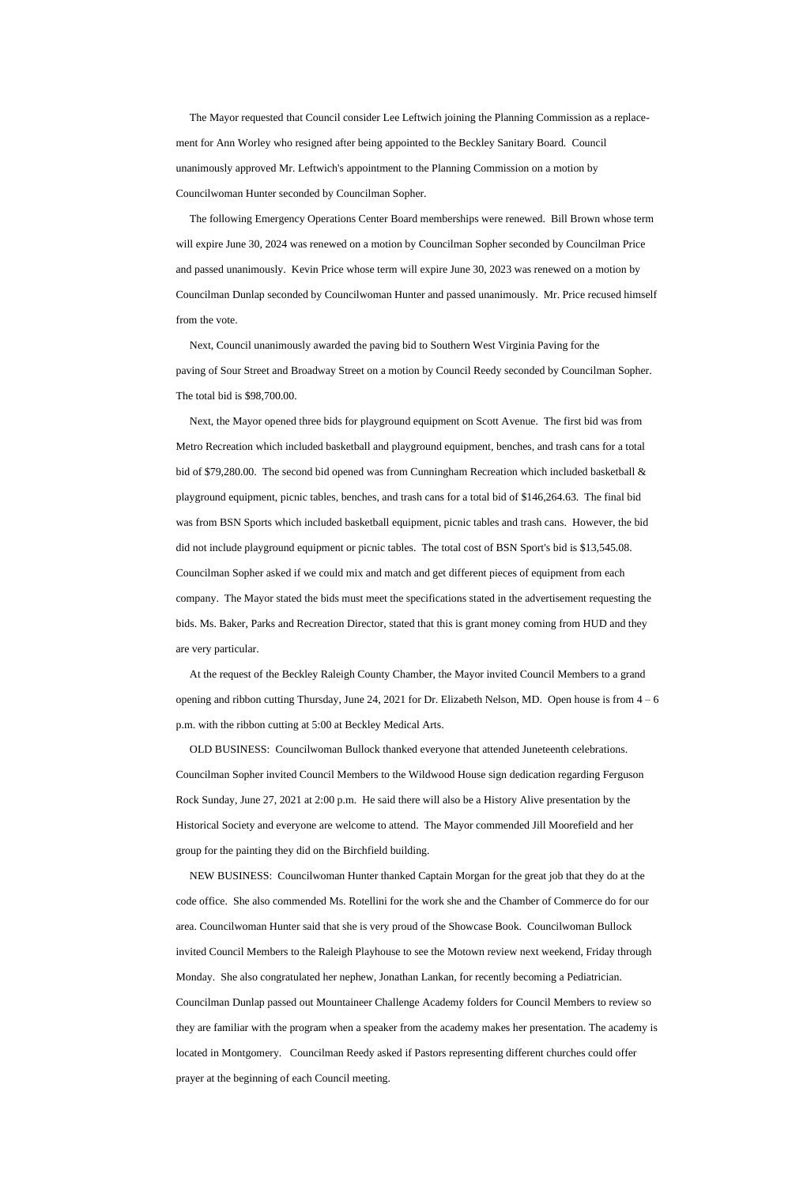The Mayor requested that Council consider Lee Leftwich joining the Planning Commission as a replacement for Ann Worley who resigned after being appointed to the Beckley Sanitary Board. Council unanimously approved Mr. Leftwich's appointment to the Planning Commission on a motion by Councilwoman Hunter seconded by Councilman Sopher.

The following Emergency Operations Center Board memberships were renewed. Bill Brown whose term will expire June 30, 2024 was renewed on a motion by Councilman Sopher seconded by Councilman Price and passed unanimously. Kevin Price whose term will expire June 30, 2023 was renewed on a motion by Councilman Dunlap seconded by Councilwoman Hunter and passed unanimously. Mr. Price recused himself from the vote.

Next, Council unanimously awarded the paving bid to Southern West Virginia Paving for the paving of Sour Street and Broadway Street on a motion by Council Reedy seconded by Councilman Sopher. The total bid is $98,700.00.

Next, the Mayor opened three bids for playground equipment on Scott Avenue. The first bid was from Metro Recreation which included basketball and playground equipment, benches, and trash cans for a total bid of $79,280.00. The second bid opened was from Cunningham Recreation which included basketball & playground equipment, picnic tables, benches, and trash cans for a total bid of $146,264.63. The final bid was from BSN Sports which included basketball equipment, picnic tables and trash cans. However, the bid did not include playground equipment or picnic tables. The total cost of BSN Sport's bid is $13,545.08. Councilman Sopher asked if we could mix and match and get different pieces of equipment from each company. The Mayor stated the bids must meet the specifications stated in the advertisement requesting the bids. Ms. Baker, Parks and Recreation Director, stated that this is grant money coming from HUD and they are very particular.

At the request of the Beckley Raleigh County Chamber, the Mayor invited Council Members to a grand opening and ribbon cutting Thursday, June 24, 2021 for Dr. Elizabeth Nelson, MD. Open house is from 4 – 6 p.m. with the ribbon cutting at 5:00 at Beckley Medical Arts.

OLD BUSINESS: Councilwoman Bullock thanked everyone that attended Juneteenth celebrations. Councilman Sopher invited Council Members to the Wildwood House sign dedication regarding Ferguson Rock Sunday, June 27, 2021 at 2:00 p.m. He said there will also be a History Alive presentation by the Historical Society and everyone are welcome to attend. The Mayor commended Jill Moorefield and her group for the painting they did on the Birchfield building.

NEW BUSINESS: Councilwoman Hunter thanked Captain Morgan for the great job that they do at the code office. She also commended Ms. Rotellini for the work she and the Chamber of Commerce do for our area. Councilwoman Hunter said that she is very proud of the Showcase Book. Councilwoman Bullock invited Council Members to the Raleigh Playhouse to see the Motown review next weekend, Friday through Monday. She also congratulated her nephew, Jonathan Lankan, for recently becoming a Pediatrician. Councilman Dunlap passed out Mountaineer Challenge Academy folders for Council Members to review so they are familiar with the program when a speaker from the academy makes her presentation. The academy is located in Montgomery. Councilman Reedy asked if Pastors representing different churches could offer prayer at the beginning of each Council meeting.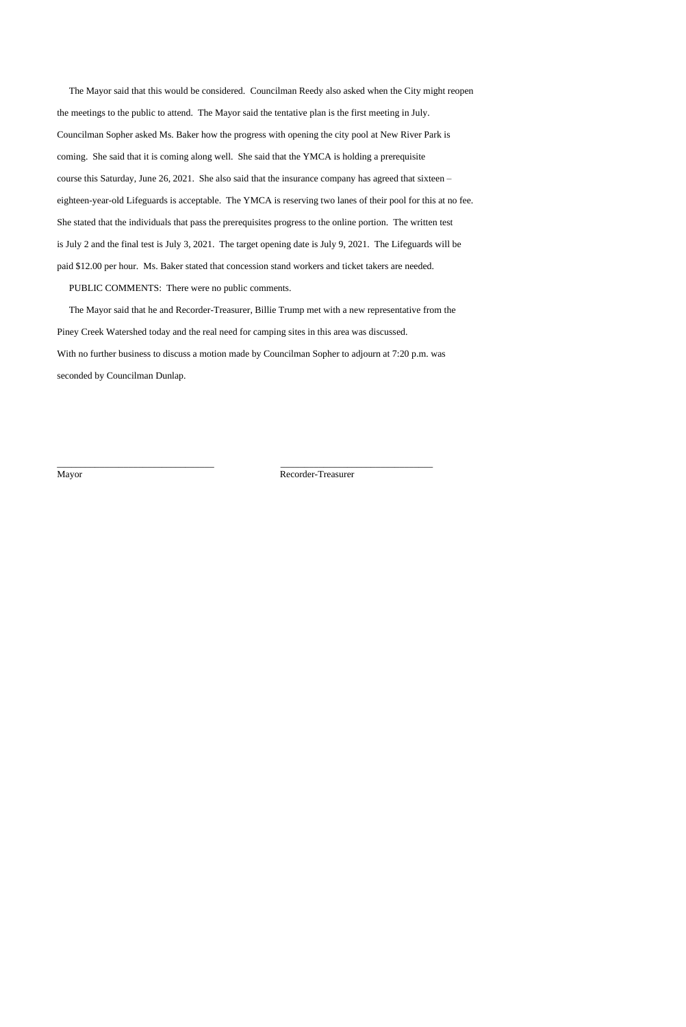The Mayor said that this would be considered. Councilman Reedy also asked when the City might reopen the meetings to the public to attend. The Mayor said the tentative plan is the first meeting in July. Councilman Sopher asked Ms. Baker how the progress with opening the city pool at New River Park is coming. She said that it is coming along well. She said that the YMCA is holding a prerequisite course this Saturday, June 26, 2021. She also said that the insurance company has agreed that sixteen – eighteen-year-old Lifeguards is acceptable. The YMCA is reserving two lanes of their pool for this at no fee. She stated that the individuals that pass the prerequisites progress to the online portion. The written test is July 2 and the final test is July 3, 2021. The target opening date is July 9, 2021. The Lifeguards will be paid $12.00 per hour. Ms. Baker stated that concession stand workers and ticket takers are needed.

PUBLIC COMMENTS: There were no public comments.

The Mayor said that he and Recorder-Treasurer, Billie Trump met with a new representative from the Piney Creek Watershed today and the real need for camping sites in this area was discussed.

With no further business to discuss a motion made by Councilman Sopher to adjourn at 7:20 p.m. was seconded by Councilman Dunlap.

\_\_\_\_\_\_\_\_\_\_\_\_\_\_\_\_\_\_\_\_\_\_\_\_\_\_\_\_\_\_\_\_ \_\_\_\_\_\_\_\_\_\_\_\_\_\_\_\_\_\_\_\_\_\_\_\_\_\_\_\_\_\_\_\_

Mayor Recorder-Treasurer